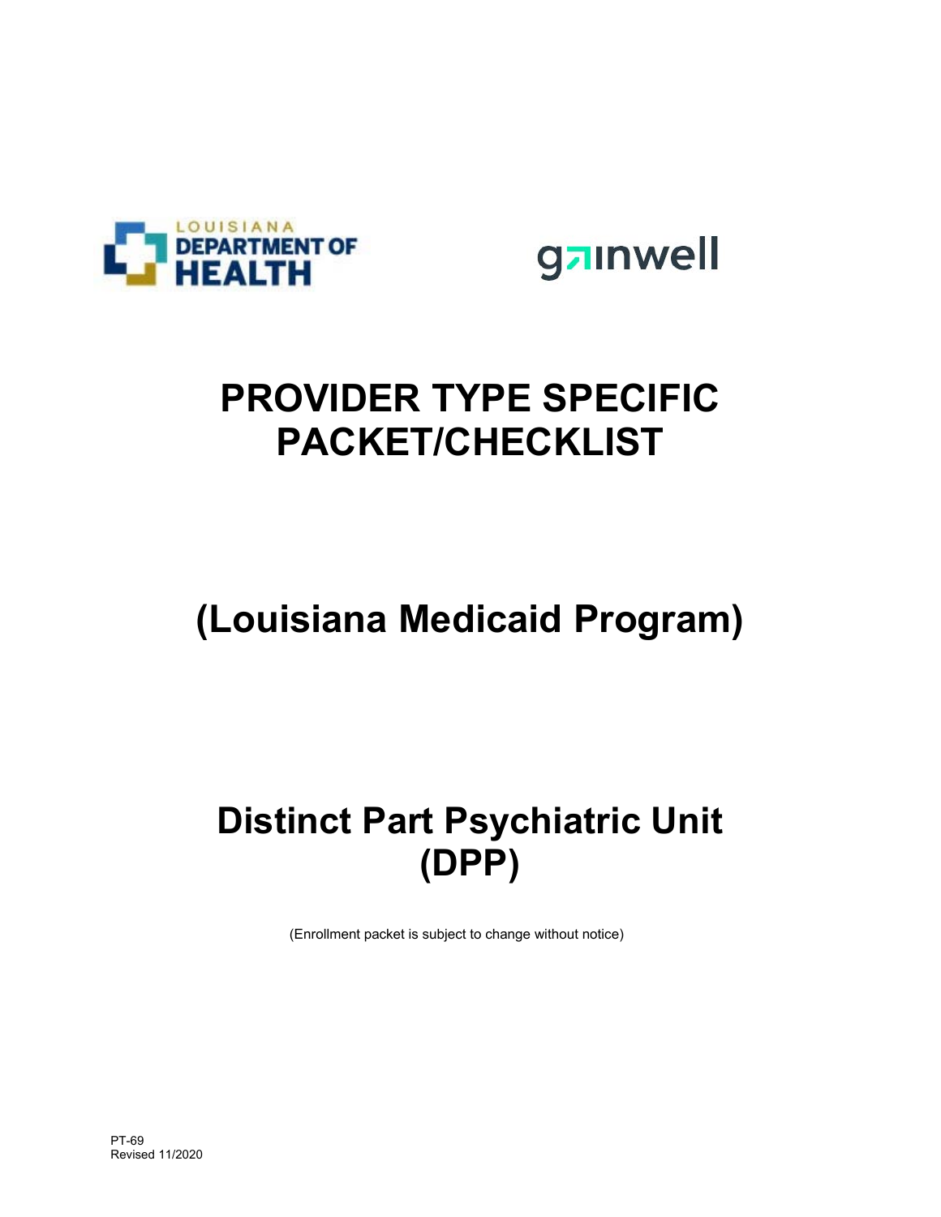LOUISIANA DEPARTMENT OF HEALTH

gainwell

# PROVIDER TYPE SPECIFIC PACKET/CHECKLIST

# (Louisiana Medicaid Program)

# Distinct Part Psychiatric Unit (DPP)

(Enrollment packet is subject to change without notice)

PT-69
Revised 11/2020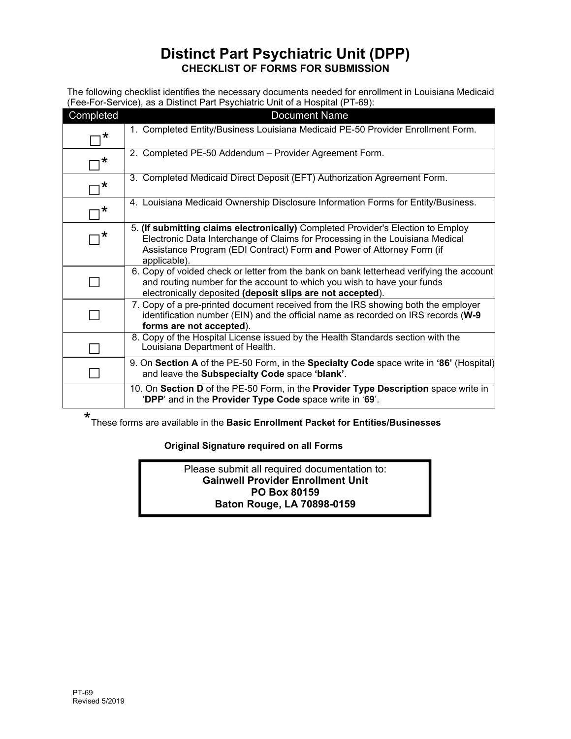# Distinct Part Psychiatric Unit (DPP)

## CHECKLIST OF FORMS FOR SUBMISSION

The following checklist identifies the necessary documents needed for enrollment in Louisiana Medicaid (Fee-For-Service), as a Distinct Part Psychiatric Unit of a Hospital (PT-69):

| Completed | Document Name |
|---|---|
| ☐* | 1. Completed Entity/Business Louisiana Medicaid PE-50 Provider Enrollment Form. |
| ☐* | 2. Completed PE-50 Addendum – Provider Agreement Form. |
| ☐* | 3. Completed Medicaid Direct Deposit (EFT) Authorization Agreement Form. |
| ☐* | 4. Louisiana Medicaid Ownership Disclosure Information Forms for Entity/Business. |
| ☐* | 5. **(If submitting claims electronically)** Completed Provider's Election to Employ Electronic Data Interchange of Claims for Processing in the Louisiana Medical Assistance Program (EDI Contract) Form **and** Power of Attorney Form (if applicable). |
| ☐ | 6. Copy of voided check or letter from the bank on bank letterhead verifying the account and routing number for the account to which you wish to have your funds electronically deposited **(deposit slips are not accepted)**. |
| ☐ | 7. Copy of a pre-printed document received from the IRS showing both the employer identification number (EIN) and the official name as recorded on IRS records (**W-9 forms are not accepted**). |
| ☐ | 8. Copy of the Hospital License issued by the Health Standards section with the Louisiana Department of Health. |
| ☐ | 9. On **Section A** of the PE-50 Form, in the **Specialty Code** space write in **'86'** (Hospital) and leave the **Subspecialty Code** space **'blank'**. |
| | 10. On **Section D** of the PE-50 Form, in the **Provider Type Description** space write in '**DPP**' and in the **Provider Type Code** space write in '**69**'. |

*These forms are available in the **Basic Enrollment Packet for Entities/Businesses**

**Original Signature required on all Forms**

Please submit all required documentation to:
**Gainwell Provider Enrollment Unit**
**PO Box 80159**
**Baton Rouge, LA 70898-0159**

PT-69
Revised 5/2019